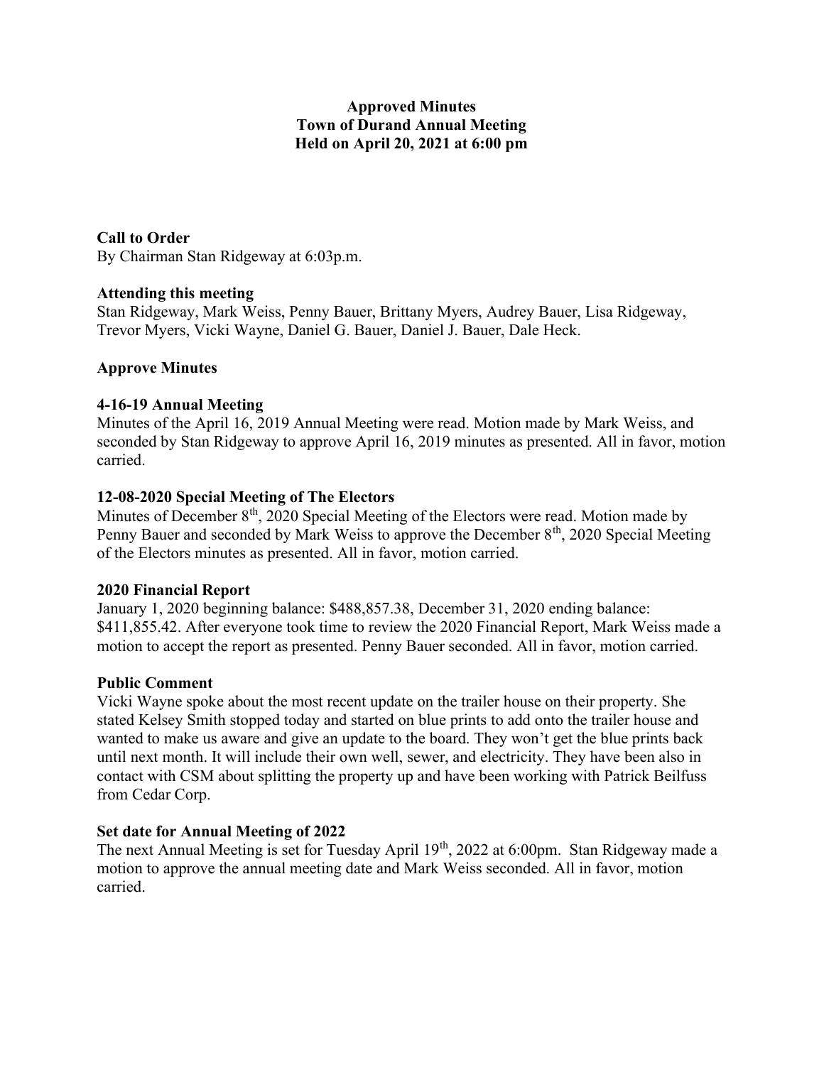# Approved Minutes
# Town of Durand Annual Meeting
# Held on April 20, 2021 at 6:00 pm

**Call to Order**
By Chairman Stan Ridgeway at 6:03p.m.

**Attending this meeting**
Stan Ridgeway, Mark Weiss, Penny Bauer, Brittany Myers, Audrey Bauer, Lisa Ridgeway, Trevor Myers, Vicki Wayne, Daniel G. Bauer, Daniel J. Bauer, Dale Heck.

**Approve Minutes**

**4-16-19 Annual Meeting**
Minutes of the April 16, 2019 Annual Meeting were read. Motion made by Mark Weiss, and seconded by Stan Ridgeway to approve April 16, 2019 minutes as presented. All in favor, motion carried.

**12-08-2020 Special Meeting of The Electors**
Minutes of December 8th, 2020 Special Meeting of the Electors were read. Motion made by Penny Bauer and seconded by Mark Weiss to approve the December 8th, 2020 Special Meeting of the Electors minutes as presented. All in favor, motion carried.

**2020 Financial Report**
January 1, 2020 beginning balance: $488,857.38, December 31, 2020 ending balance: $411,855.42. After everyone took time to review the 2020 Financial Report, Mark Weiss made a motion to accept the report as presented. Penny Bauer seconded. All in favor, motion carried.

**Public Comment**
Vicki Wayne spoke about the most recent update on the trailer house on their property. She stated Kelsey Smith stopped today and started on blue prints to add onto the trailer house and wanted to make us aware and give an update to the board. They won't get the blue prints back until next month. It will include their own well, sewer, and electricity. They have been also in contact with CSM about splitting the property up and have been working with Patrick Beilfuss from Cedar Corp.

**Set date for Annual Meeting of 2022**
The next Annual Meeting is set for Tuesday April 19th, 2022 at 6:00pm. Stan Ridgeway made a motion to approve the annual meeting date and Mark Weiss seconded. All in favor, motion carried.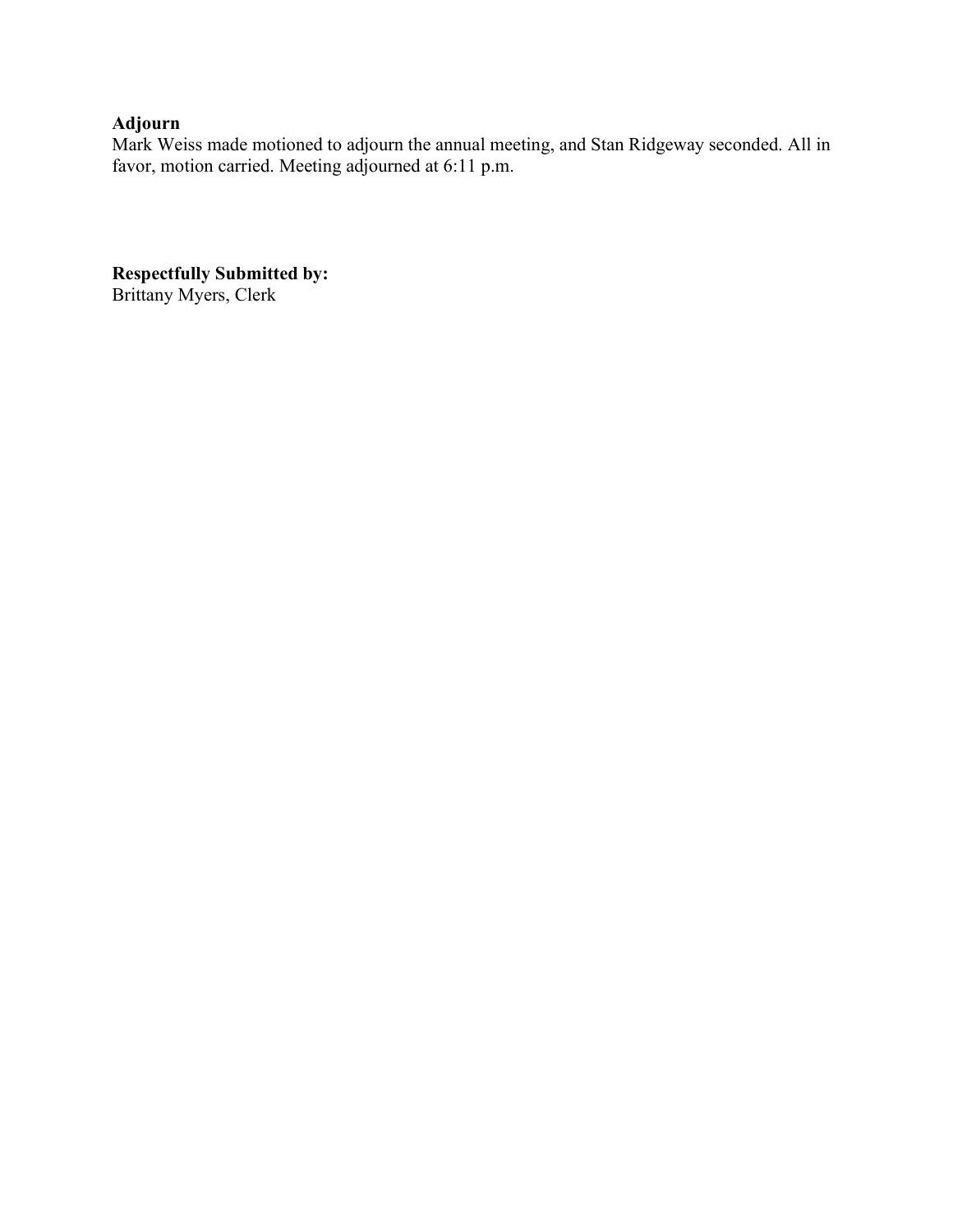**Adjourn**
Mark Weiss made motioned to adjourn the annual meeting, and Stan Ridgeway seconded. All in favor, motion carried. Meeting adjourned at 6:11 p.m.

**Respectfully Submitted by:**
Brittany Myers, Clerk